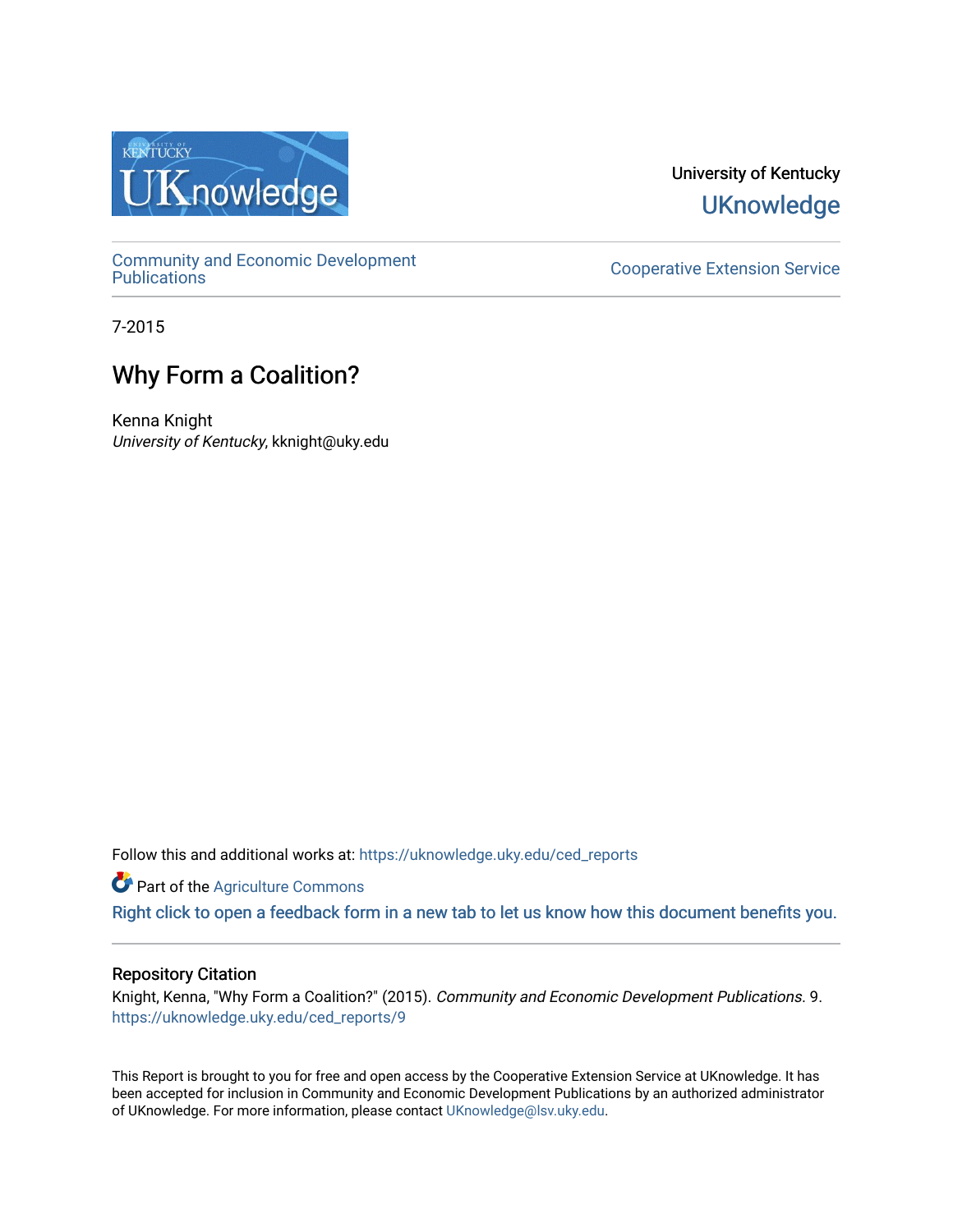University of Kentucky

UKnowledge

Community and Economic Development Publications

Cooperative Extension Service

7-2015

# Why Form a Coalition?

Kenna Knight

*University of Kentucky*, kknight@uky.edu

Follow this and additional works at: https://uknowledge.uky.edu/ced_reports

Part of the Agriculture Commons

Right click to open a feedback form in a new tab to let us know how this document benefits you.

## Repository Citation

Knight, Kenna, "Why Form a Coalition?" (2015). *Community and Economic Development Publications*. 9.
https://uknowledge.uky.edu/ced_reports/9

This Report is brought to you for free and open access by the Cooperative Extension Service at UKnowledge. It has been accepted for inclusion in Community and Economic Development Publications by an authorized administrator of UKnowledge. For more information, please contact UKnowledge@lsv.uky.edu.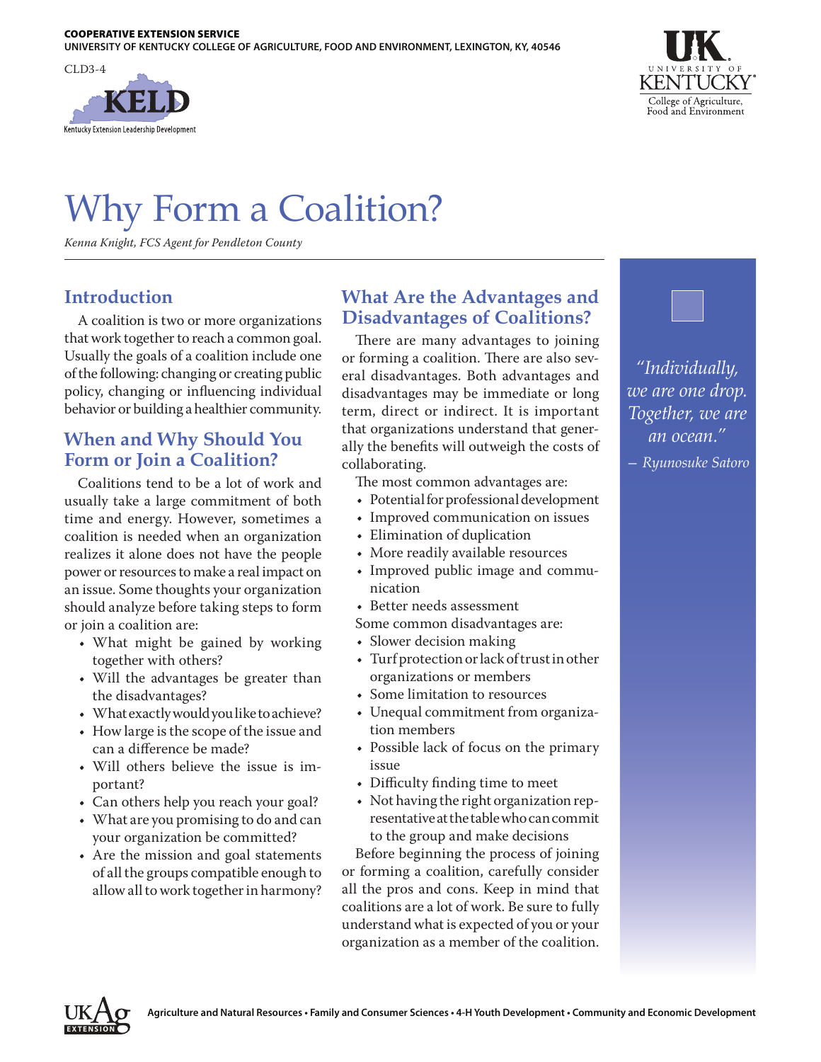COOPERATIVE EXTENSION SERVICE
UNIVERSITY OF KENTUCKY COLLEGE OF AGRICULTURE, FOOD AND ENVIRONMENT, LEXINGTON, KY, 40546

CLD3-4

# Why Form a Coalition?

*Kenna Knight, FCS Agent for Pendleton County*

## Introduction

A coalition is two or more organizations that work together to reach a common goal. Usually the goals of a coalition include one of the following: changing or creating public policy, changing or influencing individual behavior or building a healthier community.

## When and Why Should You Form or Join a Coalition?

Coalitions tend to be a lot of work and usually take a large commitment of both time and energy. However, sometimes a coalition is needed when an organization realizes it alone does not have the people power or resources to make a real impact on an issue. Some thoughts your organization should analyze before taking steps to form or join a coalition are:

- What might be gained by working together with others?
- Will the advantages be greater than the disadvantages?
- What exactly would you like to achieve?
- How large is the scope of the issue and can a difference be made?
- Will others believe the issue is important?
- Can others help you reach your goal?
- What are you promising to do and can your organization be committed?
- Are the mission and goal statements of all the groups compatible enough to allow all to work together in harmony?

## What Are the Advantages and Disadvantages of Coalitions?

There are many advantages to joining or forming a coalition. There are also several disadvantages. Both advantages and disadvantages may be immediate or long term, direct or indirect. It is important that organizations understand that generally the benefits will outweigh the costs of collaborating.

The most common advantages are:

- Potential for professional development
- Improved communication on issues
- Elimination of duplication
- More readily available resources
- Improved public image and communication
- Better needs assessment

Some common disadvantages are:

- Slower decision making
- Turf protection or lack of trust in other organizations or members
- Some limitation to resources
- Unequal commitment from organization members
- Possible lack of focus on the primary issue
- Difficulty finding time to meet
- Not having the right organization representative at the table who can commit to the group and make decisions

Before beginning the process of joining or forming a coalition, carefully consider all the pros and cons. Keep in mind that coalitions are a lot of work. Be sure to fully understand what is expected of you or your organization as a member of the coalition.

*"Individually, we are one drop. Together, we are an ocean."*
*— Ryunosuke Satoro*

Agriculture and Natural Resources • Family and Consumer Sciences • 4-H Youth Development • Community and Economic Development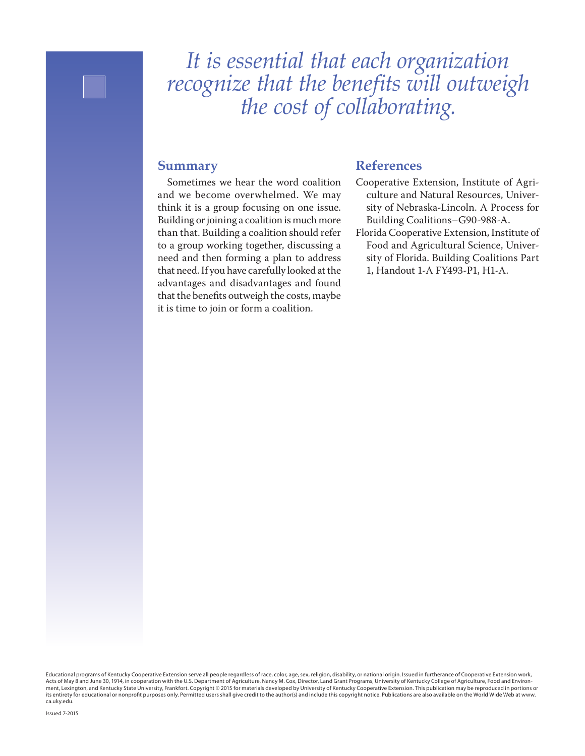*It is essential that each organization recognize that the benefits will outweigh the cost of collaborating.*

## Summary

Sometimes we hear the word coalition and we become overwhelmed. We may think it is a group focusing on one issue. Building or joining a coalition is much more than that. Building a coalition should refer to a group working together, discussing a need and then forming a plan to address that need. If you have carefully looked at the advantages and disadvantages and found that the benefits outweigh the costs, maybe it is time to join or form a coalition.

## References

Cooperative Extension, Institute of Agriculture and Natural Resources, University of Nebraska-Lincoln. A Process for Building Coalitions–G90-988-A.

Florida Cooperative Extension, Institute of Food and Agricultural Science, University of Florida. Building Coalitions Part 1, Handout 1-A FY493-P1, H1-A.

Educational programs of Kentucky Cooperative Extension serve all people regardless of race, color, age, sex, religion, disability, or national origin. Issued in furtherance of Cooperative Extension work, Acts of May 8 and June 30, 1914, in cooperation with the U.S. Department of Agriculture, Nancy M. Cox, Director, Land Grant Programs, University of Kentucky College of Agriculture, Food and Environment, Lexington, and Kentucky State University, Frankfort. Copyright © 2015 for materials developed by University of Kentucky Cooperative Extension. This publication may be reproduced in portions or its entirety for educational or nonprofit purposes only. Permitted users shall give credit to the author(s) and include this copyright notice. Publications are also available on the World Wide Web at www.ca.uky.edu.

Issued 7-2015